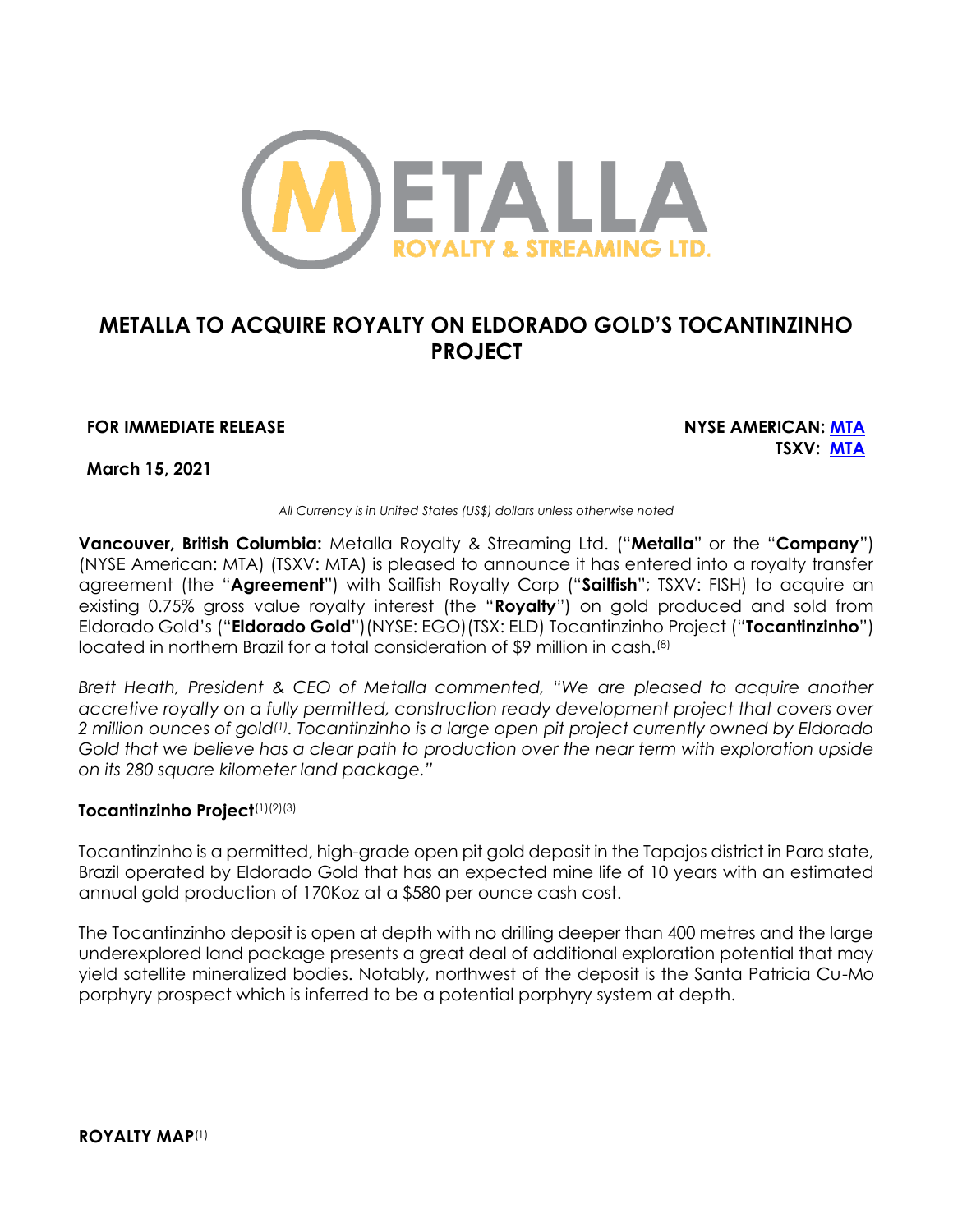# METALLA TO ACQUIRE ROYALTY ON ELDORADO GOLD'S TOCANTINZINHO PROJECT

**FOR IMMEDIATE RELEASE**

**NYSE AMERICAN: MTA**
**TSXV: MTA**

**March 15, 2021**

*All Currency is in United States (US$) dollars unless otherwise noted*

**Vancouver, British Columbia:** Metalla Royalty & Streaming Ltd. ("**Metalla**" or the "**Company**") (NYSE American: MTA) (TSXV: MTA) is pleased to announce it has entered into a royalty transfer agreement (the "**Agreement**") with Sailfish Royalty Corp ("**Sailfish**"; TSXV: FISH) to acquire an existing 0.75% gross value royalty interest (the "**Royalty**") on gold produced and sold from Eldorado Gold's ("**Eldorado Gold**")(NYSE: EGO)(TSX: ELD) Tocantinzinho Project ("**Tocantinzinho**") located in northern Brazil for a total consideration of $9 million in cash.[8]

*Brett Heath, President & CEO of Metalla commented, "We are pleased to acquire another accretive royalty on a fully permitted, construction ready development project that covers over 2 million ounces of gold[1]. Tocantinzinho is a large open pit project currently owned by Eldorado Gold that we believe has a clear path to production over the near term with exploration upside on its 280 square kilometer land package."*

**Tocantinzinho Project**[1][2][3]

Tocantinzinho is a permitted, high-grade open pit gold deposit in the Tapajos district in Para state, Brazil operated by Eldorado Gold that has an expected mine life of 10 years with an estimated annual gold production of 170Koz at a $580 per ounce cash cost.

The Tocantinzinho deposit is open at depth with no drilling deeper than 400 metres and the large underexplored land package presents a great deal of additional exploration potential that may yield satellite mineralized bodies. Notably, northwest of the deposit is the Santa Patricia Cu-Mo porphyry prospect which is inferred to be a potential porphyry system at depth.

**ROYALTY MAP**[1]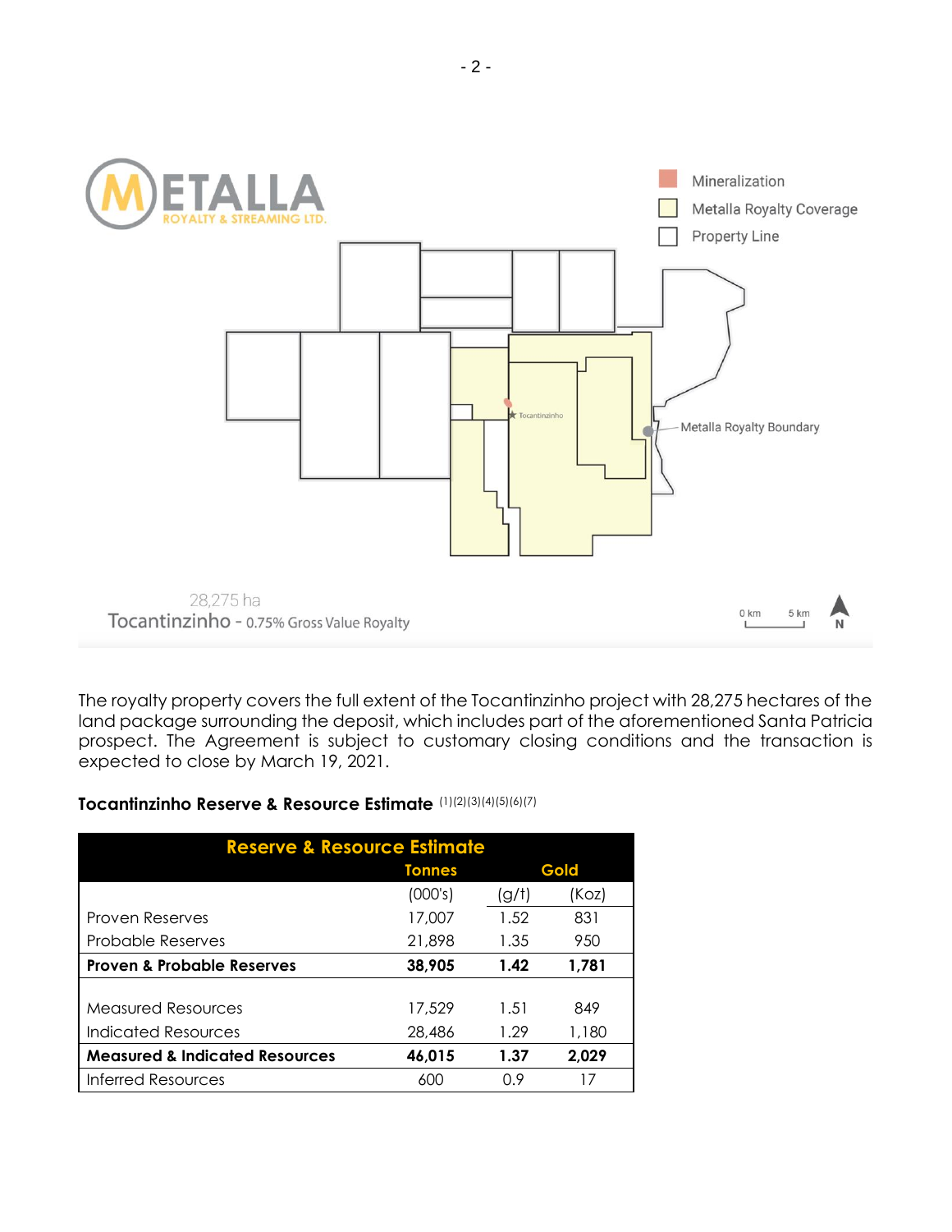28,275 ha
Tocantinzinho - 0.75% Gross Value Royalty

The royalty property covers the full extent of the Tocantinzinho project with 28,275 hectares of the land package surrounding the deposit, which includes part of the aforementioned Santa Patricia prospect. The Agreement is subject to customary closing conditions and the transaction is expected to close by March 19, 2021.

**Tocantinzinho Reserve & Resource Estimate** (1)(2)(3)(4)(5)(6)(7)

| Reserve & Resource Estimate | Tonnes | Gold | |
|---|---|---|---|
| | (000's) | (g/t) | (Koz) |
| Proven Reserves | 17,007 | 1.52 | 831 |
| Probable Reserves | 21,898 | 1.35 | 950 |
| **Proven & Probable Reserves** | **38,905** | **1.42** | **1,781** |
| | | | |
| Measured Resources | 17,529 | 1.51 | 849 |
| Indicated Resources | 28,486 | 1.29 | 1,180 |
| **Measured & Indicated Resources** | **46,015** | **1.37** | **2,029** |
| Inferred Resources | 600 | 0.9 | 17 |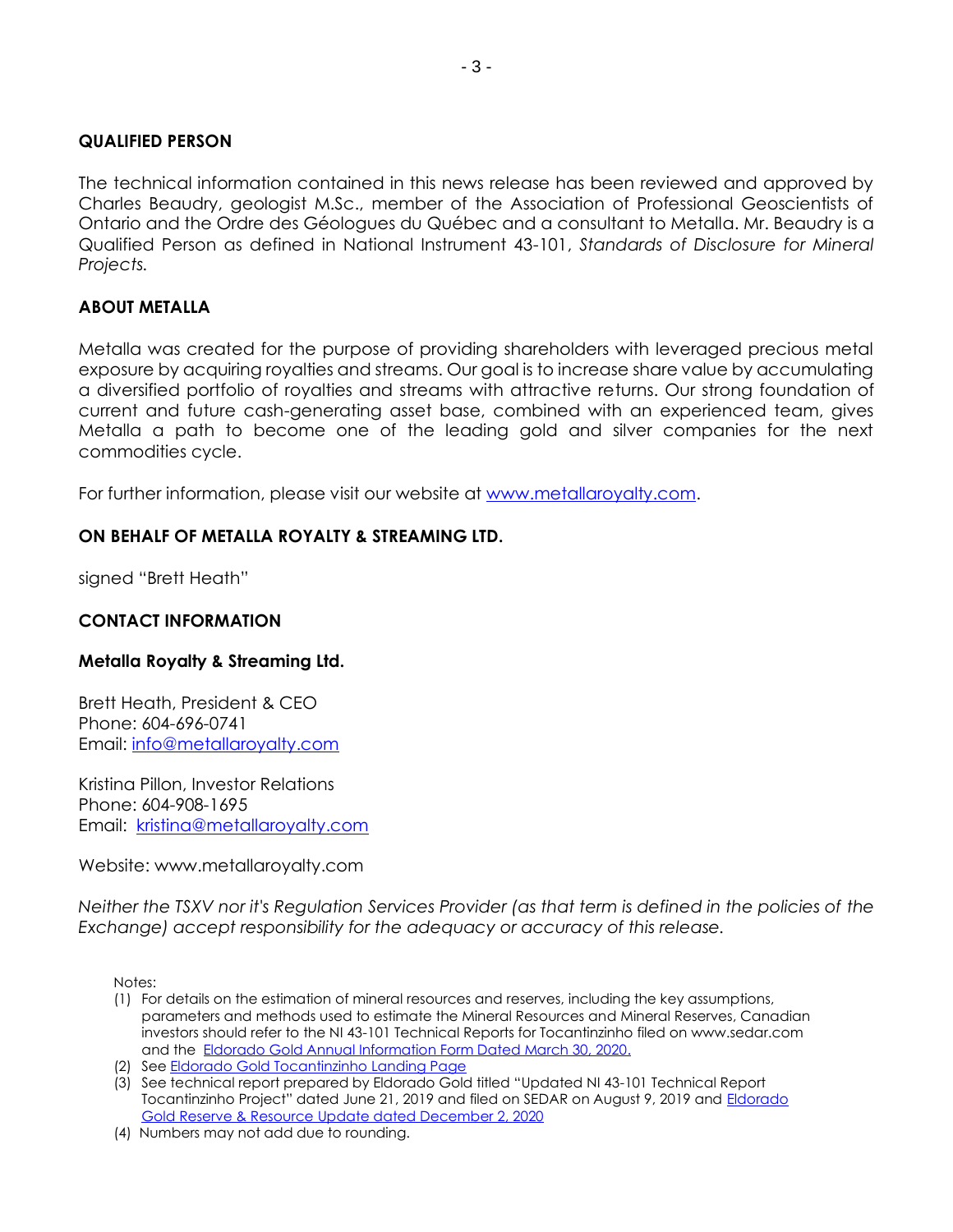## QUALIFIED PERSON

The technical information contained in this news release has been reviewed and approved by Charles Beaudry, geologist M.Sc., member of the Association of Professional Geoscientists of Ontario and the Ordre des Géologues du Québec and a consultant to Metalla. Mr. Beaudry is a Qualified Person as defined in National Instrument 43-101, *Standards of Disclosure for Mineral Projects.*

## ABOUT METALLA

Metalla was created for the purpose of providing shareholders with leveraged precious metal exposure by acquiring royalties and streams. Our goal is to increase share value by accumulating a diversified portfolio of royalties and streams with attractive returns. Our strong foundation of current and future cash-generating asset base, combined with an experienced team, gives Metalla a path to become one of the leading gold and silver companies for the next commodities cycle.

For further information, please visit our website at [www.metallaroyalty.com](www.metallaroyalty.com).

## ON BEHALF OF METALLA ROYALTY & STREAMING LTD.

signed "Brett Heath"

## CONTACT INFORMATION

**Metalla Royalty & Streaming Ltd.**

Brett Heath, President & CEO
Phone: 604-696-0741
Email: [info@metallaroyalty.com](mailto:info@metallaroyalty.com)

Kristina Pillon, Investor Relations
Phone: 604-908-1695
Email: [kristina@metallaroyalty.com](mailto:kristina@metallaroyalty.com)

Website: www.metallaroyalty.com

*Neither the TSXV nor it's Regulation Services Provider (as that term is defined in the policies of the Exchange) accept responsibility for the adequacy or accuracy of this release.*

Notes:

(1) For details on the estimation of mineral resources and reserves, including the key assumptions, parameters and methods used to estimate the Mineral Resources and Mineral Reserves, Canadian investors should refer to the NI 43-101 Technical Reports for Tocantinzinho filed on www.sedar.com and the Eldorado Gold Annual Information Form Dated March 30, 2020.
(2) See Eldorado Gold Tocantinzinho Landing Page
(3) See technical report prepared by Eldorado Gold titled "Updated NI 43-101 Technical Report Tocantinzinho Project" dated June 21, 2019 and filed on SEDAR on August 9, 2019 and Eldorado Gold Reserve & Resource Update dated December 2, 2020
(4) Numbers may not add due to rounding.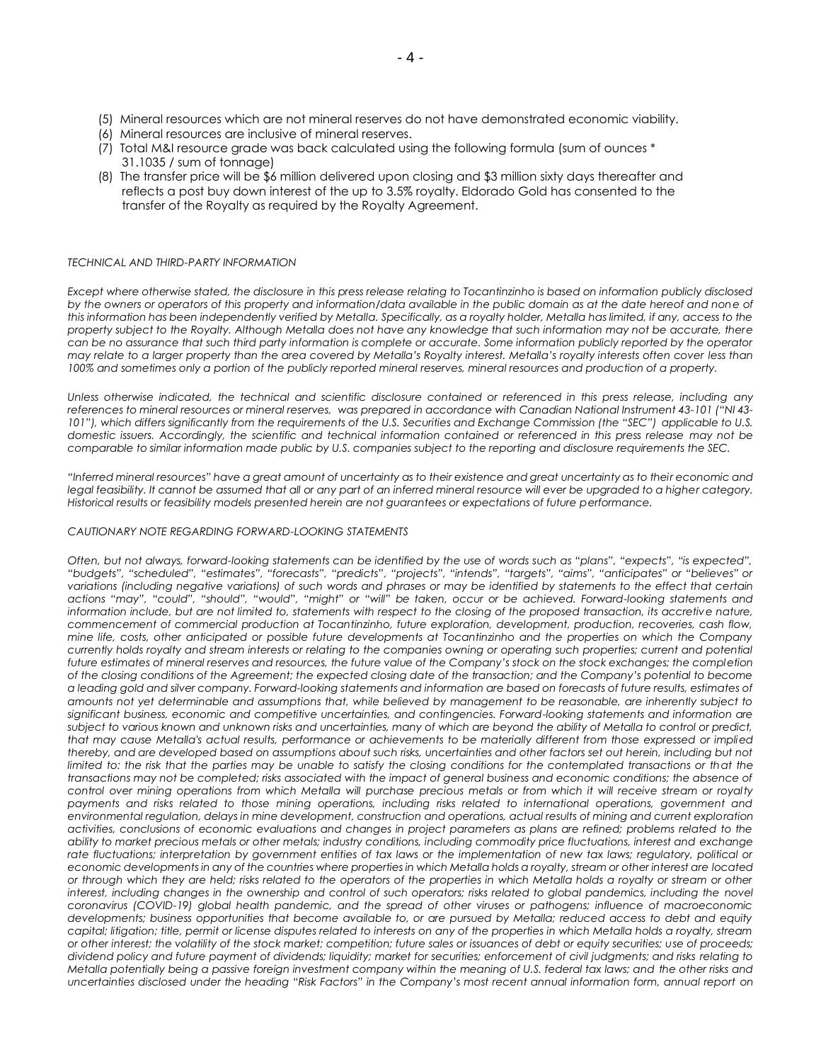(5) Mineral resources which are not mineral reserves do not have demonstrated economic viability.
(6) Mineral resources are inclusive of mineral reserves.
(7) Total M&I resource grade was back calculated using the following formula (sum of ounces * 31.1035 / sum of tonnage)
(8) The transfer price will be $6 million delivered upon closing and $3 million sixty days thereafter and reflects a post buy down interest of the up to 3.5% royalty. Eldorado Gold has consented to the transfer of the Royalty as required by the Royalty Agreement.

*TECHNICAL AND THIRD-PARTY INFORMATION*

*Except where otherwise stated, the disclosure in this press release relating to Tocantinzinho is based on information publicly disclosed by the owners or operators of this property and information/data available in the public domain as at the date hereof and none of this information has been independently verified by Metalla. Specifically, as a royalty holder, Metalla has limited, if any, access to the property subject to the Royalty. Although Metalla does not have any knowledge that such information may not be accurate, there can be no assurance that such third party information is complete or accurate. Some information publicly reported by the operator may relate to a larger property than the area covered by Metalla's Royalty interest. Metalla's royalty interests often cover less than 100% and sometimes only a portion of the publicly reported mineral reserves, mineral resources and production of a property.*

*Unless otherwise indicated, the technical and scientific disclosure contained or referenced in this press release, including any references to mineral resources or mineral reserves, was prepared in accordance with Canadian National Instrument 43-101 ("NI 43-101"), which differs significantly from the requirements of the U.S. Securities and Exchange Commission (the "SEC") applicable to U.S. domestic issuers. Accordingly, the scientific and technical information contained or referenced in this press release may not be comparable to similar information made public by U.S. companies subject to the reporting and disclosure requirements the SEC.*

*"Inferred mineral resources" have a great amount of uncertainty as to their existence and great uncertainty as to their economic and legal feasibility. It cannot be assumed that all or any part of an inferred mineral resource will ever be upgraded to a higher category. Historical results or feasibility models presented herein are not guarantees or expectations of future performance.*

*CAUTIONARY NOTE REGARDING FORWARD-LOOKING STATEMENTS*

*Often, but not always, forward-looking statements can be identified by the use of words such as "plans", "expects", "is expected", "budgets", "scheduled", "estimates", "forecasts", "predicts", "projects", "intends", "targets", "aims", "anticipates" or "believes" or variations (including negative variations) of such words and phrases or may be identified by statements to the effect that certain actions "may", "could", "should", "would", "might" or "will" be taken, occur or be achieved. Forward-looking statements and information include, but are not limited to, statements with respect to the closing of the proposed transaction, its accretive nature, commencement of commercial production at Tocantinzinho, future exploration, development, production, recoveries, cash flow, mine life, costs, other anticipated or possible future developments at Tocantinzinho and the properties on which the Company currently holds royalty and stream interests or relating to the companies owning or operating such properties; current and potential future estimates of mineral reserves and resources, the future value of the Company's stock on the stock exchanges; the completion of the closing conditions of the Agreement; the expected closing date of the transaction; and the Company's potential to become a leading gold and silver company. Forward-looking statements and information are based on forecasts of future results, estimates of amounts not yet determinable and assumptions that, while believed by management to be reasonable, are inherently subject to significant business, economic and competitive uncertainties, and contingencies. Forward-looking statements and information are subject to various known and unknown risks and uncertainties, many of which are beyond the ability of Metalla to control or predict, that may cause Metalla's actual results, performance or achievements to be materially different from those expressed or implied thereby, and are developed based on assumptions about such risks, uncertainties and other factors set out herein, including but not limited to: the risk that the parties may be unable to satisfy the closing conditions for the contemplated transactions or that the transactions may not be completed; risks associated with the impact of general business and economic conditions; the absence of control over mining operations from which Metalla will purchase precious metals or from which it will receive stream or royalty payments and risks related to those mining operations, including risks related to international operations, government and environmental regulation, delays in mine development, construction and operations, actual results of mining and current exploration activities, conclusions of economic evaluations and changes in project parameters as plans are refined; problems related to the ability to market precious metals or other metals; industry conditions, including commodity price fluctuations, interest and exchange rate fluctuations; interpretation by government entities of tax laws or the implementation of new tax laws; regulatory, political or economic developments in any of the countries where properties in which Metalla holds a royalty, stream or other interest are located or through which they are held; risks related to the operators of the properties in which Metalla holds a royalty or stream or other interest, including changes in the ownership and control of such operators; risks related to global pandemics, including the novel coronavirus (COVID-19) global health pandemic, and the spread of other viruses or pathogens; influence of macroeconomic developments; business opportunities that become available to, or are pursued by Metalla; reduced access to debt and equity capital; litigation; title, permit or license disputes related to interests on any of the properties in which Metalla holds a royalty, stream or other interest; the volatility of the stock market; competition; future sales or issuances of debt or equity securities; use of proceeds; dividend policy and future payment of dividends; liquidity; market for securities; enforcement of civil judgments; and risks relating to Metalla potentially being a passive foreign investment company within the meaning of U.S. federal tax laws; and the other risks and uncertainties disclosed under the heading "Risk Factors" in the Company's most recent annual information form, annual report on*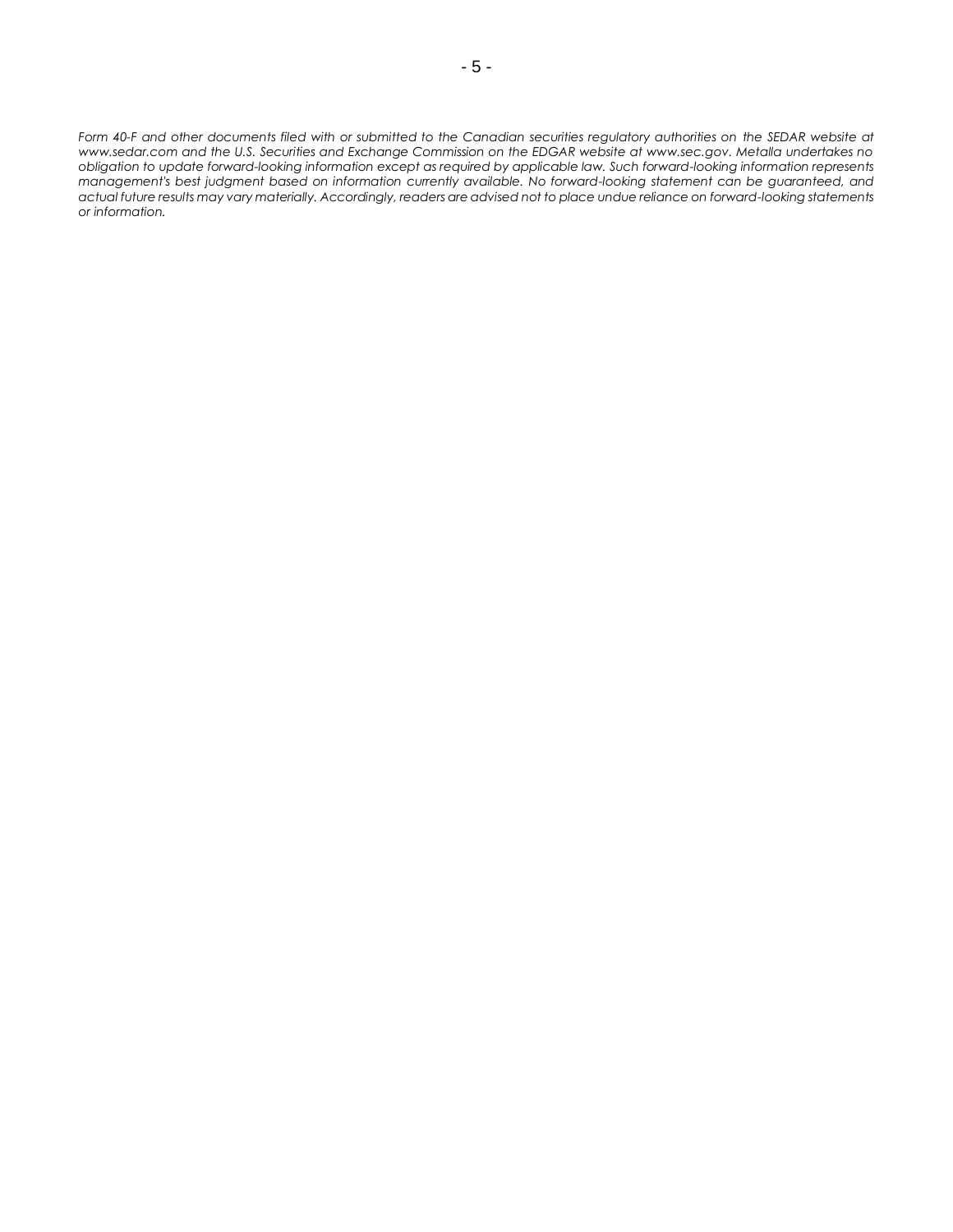*Form 40-F and other documents filed with or submitted to the Canadian securities regulatory authorities on the SEDAR website at www.sedar.com and the U.S. Securities and Exchange Commission on the EDGAR website at www.sec.gov. Metalla undertakes no obligation to update forward-looking information except as required by applicable law. Such forward-looking information represents management's best judgment based on information currently available. No forward-looking statement can be guaranteed, and actual future results may vary materially. Accordingly, readers are advised not to place undue reliance on forward-looking statements or information.*